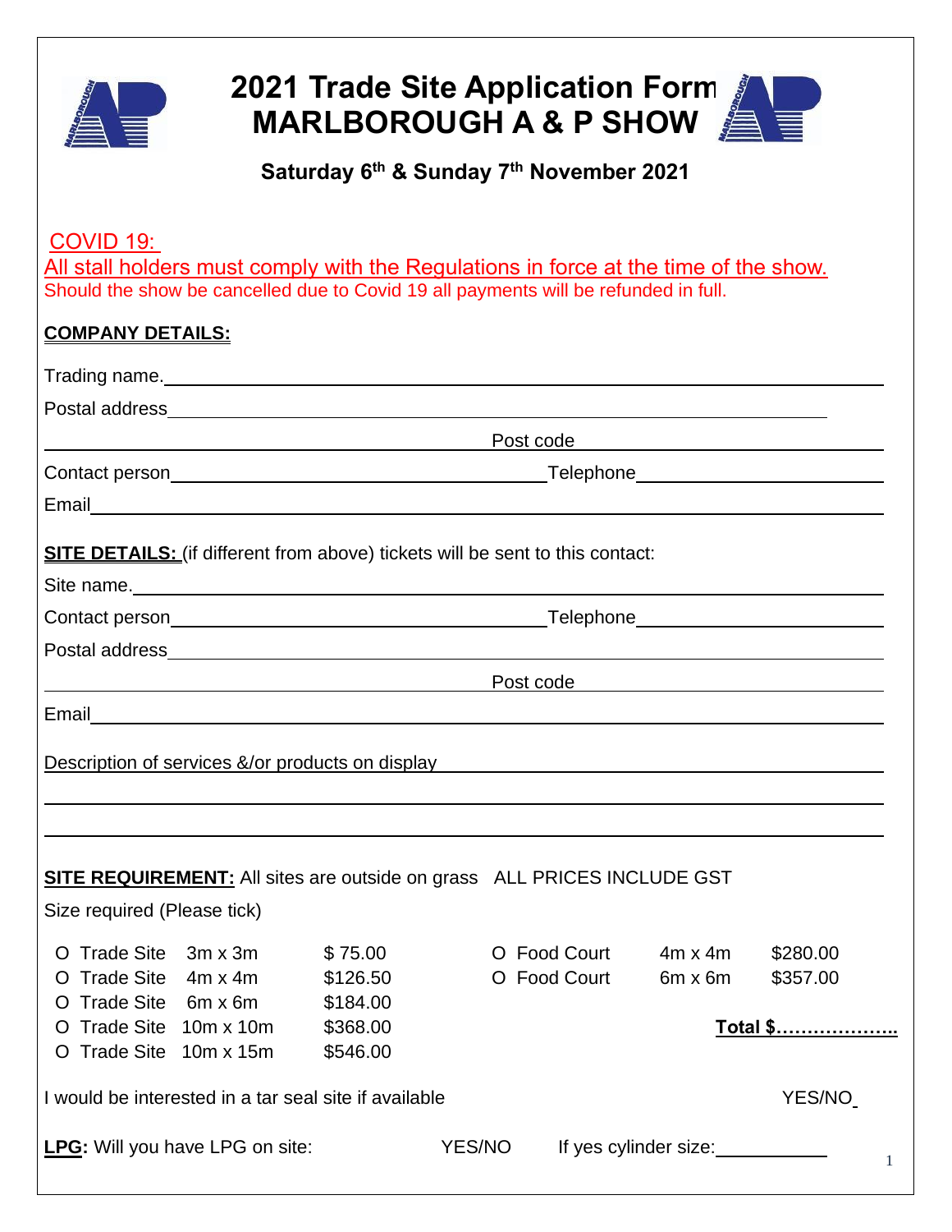# 2021 Trade Site Application Form
# MARLBOROUGH A & P SHOW

**Saturday 6th & Sunday 7th November 2021**

COVID 19:

All stall holders must comply with the Regulations in force at the time of the show.

Should the show be cancelled due to Covid 19 all payments will be refunded in full.

**COMPANY DETAILS:**

Trading name. ______________________________

Postal address ______________________________

______________________________ Post code ______________

Contact person ______________________ Telephone ______________

Email ______________________________

**SITE DETAILS:** (if different from above) tickets will be sent to this contact:

Site name. ______________________________

Contact person ______________________ Telephone ______________

Postal address ______________________________

______________________________ Post code ______________

Email ______________________________

Description of services &/or products on display ______________________________

______________________________

______________________________

**SITE REQUIREMENT:** All sites are outside on grass ALL PRICES INCLUDE GST

Size required (Please tick)

| | | | | | |
|---|---|---|---|---|---|
| O Trade Site | 3m x 3m | $ 75.00 | O Food Court | 4m x 4m | $280.00 |
| O Trade Site | 4m x 4m | $126.50 | O Food Court | 6m x 6m | $357.00 |
| O Trade Site | 6m x 6m | $184.00 | | | |
| O Trade Site | 10m x 10m | $368.00 | | | **Total $……………….** |
| O Trade Site | 10m x 15m | $546.00 | | | |

I would be interested in a tar seal site if available YES/NO

**LPG:** Will you have LPG on site: YES/NO If yes cylinder size: ____________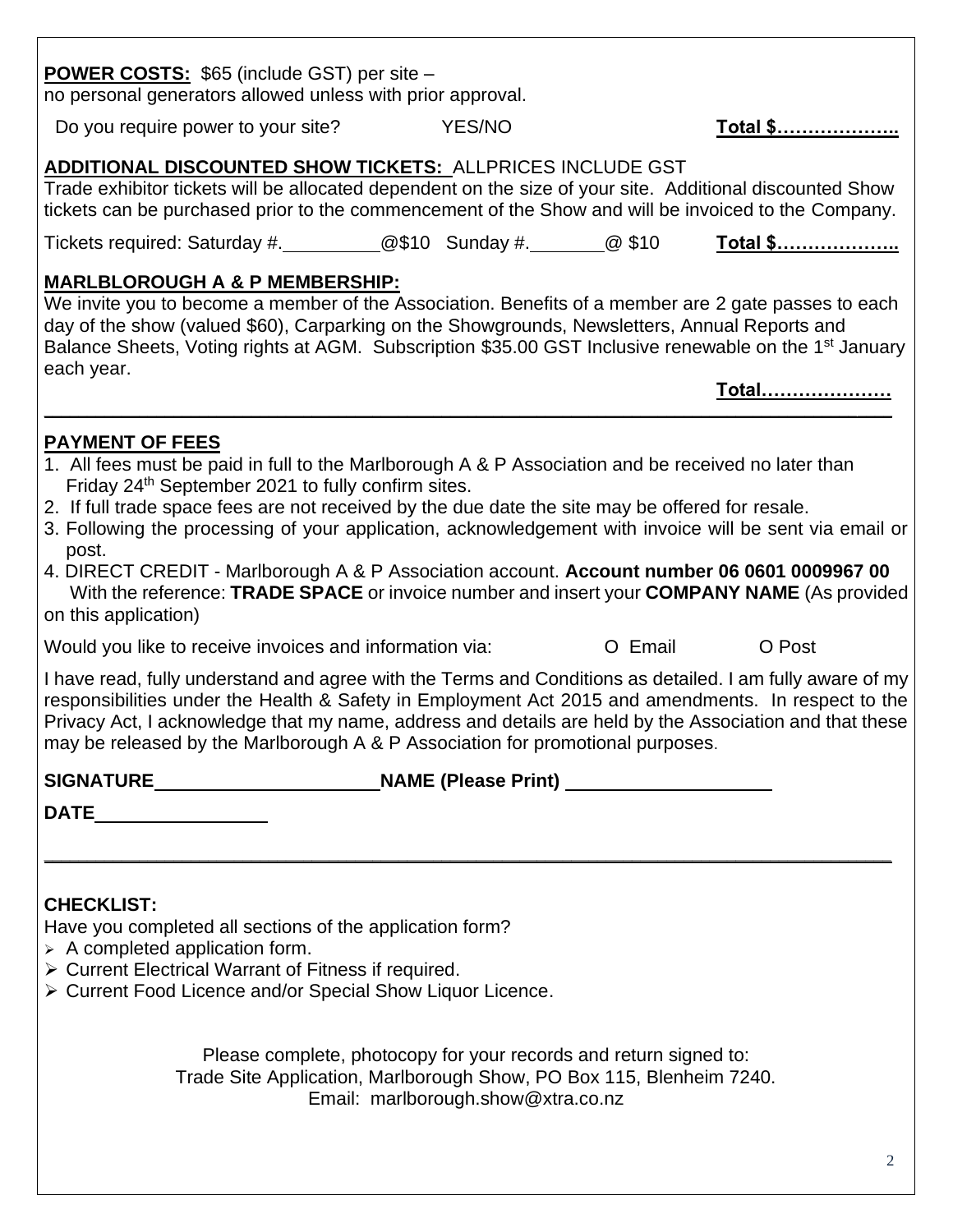**POWER COSTS:** $65 (include GST) per site –
no personal generators allowed unless with prior approval.

Do you require power to your site? YES/NO **Total $………………..**

**ADDITIONAL DISCOUNTED SHOW TICKETS:** ALLPRICES INCLUDE GST
Trade exhibitor tickets will be allocated dependent on the size of your site. Additional discounted Show tickets can be purchased prior to the commencement of the Show and will be invoiced to the Company.

Tickets required: Saturday #.\_\_\_\_\_\_\_\_\_@$10 Sunday #.\_\_\_\_\_\_\_@ $10 **Total $………………..**

**MARLBLOROUGH A & P MEMBERSHIP:**
We invite you to become a member of the Association. Benefits of a member are 2 gate passes to each day of the show (valued $60), Carparking on the Showgrounds, Newsletters, Annual Reports and Balance Sheets, Voting rights at AGM. Subscription $35.00 GST Inclusive renewable on the 1st January each year.

**Total…………………**

---

**PAYMENT OF FEES**

1. All fees must be paid in full to the Marlborough A & P Association and be received no later than Friday 24th September 2021 to fully confirm sites.
2. If full trade space fees are not received by the due date the site may be offered for resale.
3. Following the processing of your application, acknowledgement with invoice will be sent via email or post.
4. DIRECT CREDIT - Marlborough A & P Association account. **Account number 06 0601 0009967 00** With the reference: **TRADE SPACE** or invoice number and insert your **COMPANY NAME** (As provided on this application)

Would you like to receive invoices and information via: O Email O Post

I have read, fully understand and agree with the Terms and Conditions as detailed. I am fully aware of my responsibilities under the Health & Safety in Employment Act 2015 and amendments. In respect to the Privacy Act, I acknowledge that my name, address and details are held by the Association and that these may be released by the Marlborough A & P Association for promotional purposes.

**SIGNATURE**\_\_\_\_\_\_\_\_\_\_\_\_\_\_\_\_\_\_\_\_\_\_**NAME (Please Print)** \_\_\_\_\_\_\_\_\_\_\_\_\_\_\_\_\_\_\_\_

**DATE**\_\_\_\_\_\_\_\_\_\_\_\_\_\_\_\_\_

---

**CHECKLIST:**
Have you completed all sections of the application form?

- A completed application form.
- Current Electrical Warrant of Fitness if required.
- Current Food Licence and/or Special Show Liquor Licence.

Please complete, photocopy for your records and return signed to:
Trade Site Application, Marlborough Show, PO Box 115, Blenheim 7240.
Email: marlborough.show@xtra.co.nz